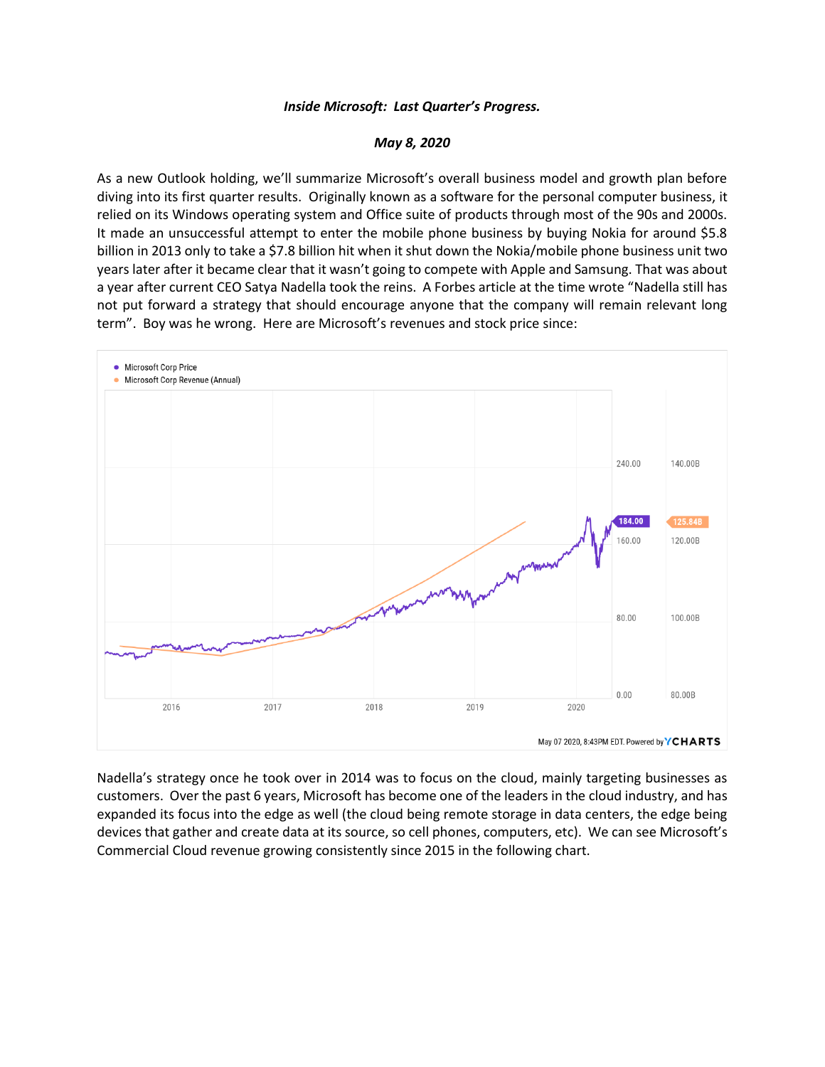***Inside Microsoft: Last Quarter's Progress.***

***May 8, 2020***

As a new Outlook holding, we'll summarize Microsoft's overall business model and growth plan before diving into its first quarter results. Originally known as a software for the personal computer business, it relied on its Windows operating system and Office suite of products through most of the 90s and 2000s. It made an unsuccessful attempt to enter the mobile phone business by buying Nokia for around $5.8 billion in 2013 only to take a $7.8 billion hit when it shut down the Nokia/mobile phone business unit two years later after it became clear that it wasn't going to compete with Apple and Samsung. That was about a year after current CEO Satya Nadella took the reins. A Forbes article at the time wrote "Nadella still has not put forward a strategy that should encourage anyone that the company will remain relevant long term". Boy was he wrong. Here are Microsoft's revenues and stock price since:

Nadella's strategy once he took over in 2014 was to focus on the cloud, mainly targeting businesses as customers. Over the past 6 years, Microsoft has become one of the leaders in the cloud industry, and has expanded its focus into the edge as well (the cloud being remote storage in data centers, the edge being devices that gather and create data at its source, so cell phones, computers, etc). We can see Microsoft's Commercial Cloud revenue growing consistently since 2015 in the following chart.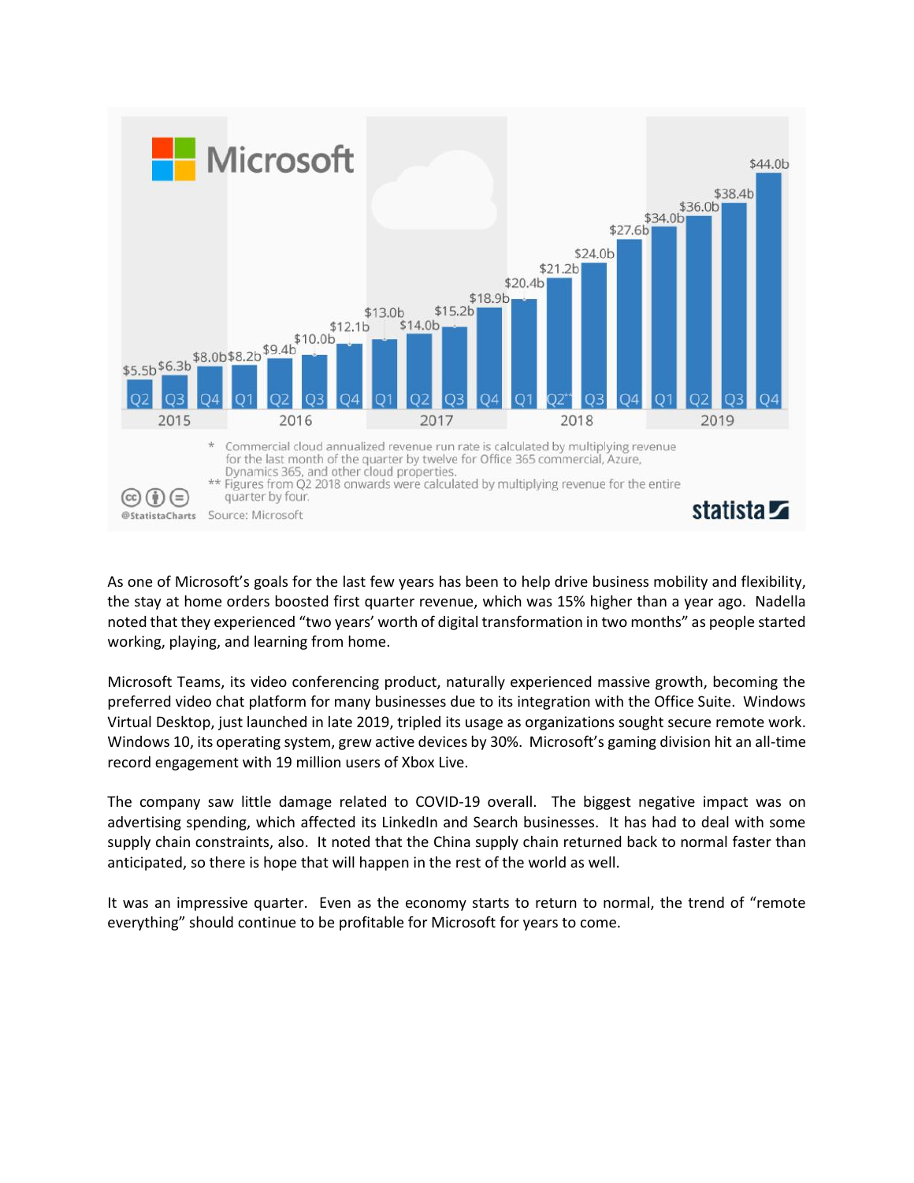Microsoft

$5.5b $6.3b $8.0b $8.2b $9.4b $10.0b $12.1b $13.0b $14.0b $15.2b $18.9b $20.4b $21.2b $24.0b $27.6b $34.0b $36.0b $38.4b $44.0b

Q2 Q3 Q4 Q1 Q2 Q3 Q4 Q1 Q2 Q3 Q4 Q1 Q2** Q3 Q4 Q1 Q2 Q3 Q4

2015 2016 2017 2018 2019

\* Commercial cloud annualized revenue run rate is calculated by multiplying revenue for the last month of the quarter by twelve for Office 365 commercial, Azure, Dynamics 365, and other cloud properties.
\*\* Figures from Q2 2018 onwards were calculated by multiplying revenue for the entire quarter by four.

@StatistaCharts Source: Microsoft

statista

As one of Microsoft's goals for the last few years has been to help drive business mobility and flexibility, the stay at home orders boosted first quarter revenue, which was 15% higher than a year ago. Nadella noted that they experienced "two years' worth of digital transformation in two months" as people started working, playing, and learning from home.

Microsoft Teams, its video conferencing product, naturally experienced massive growth, becoming the preferred video chat platform for many businesses due to its integration with the Office Suite. Windows Virtual Desktop, just launched in late 2019, tripled its usage as organizations sought secure remote work. Windows 10, its operating system, grew active devices by 30%. Microsoft's gaming division hit an all-time record engagement with 19 million users of Xbox Live.

The company saw little damage related to COVID-19 overall. The biggest negative impact was on advertising spending, which affected its LinkedIn and Search businesses. It has had to deal with some supply chain constraints, also. It noted that the China supply chain returned back to normal faster than anticipated, so there is hope that will happen in the rest of the world as well.

It was an impressive quarter. Even as the economy starts to return to normal, the trend of "remote everything" should continue to be profitable for Microsoft for years to come.